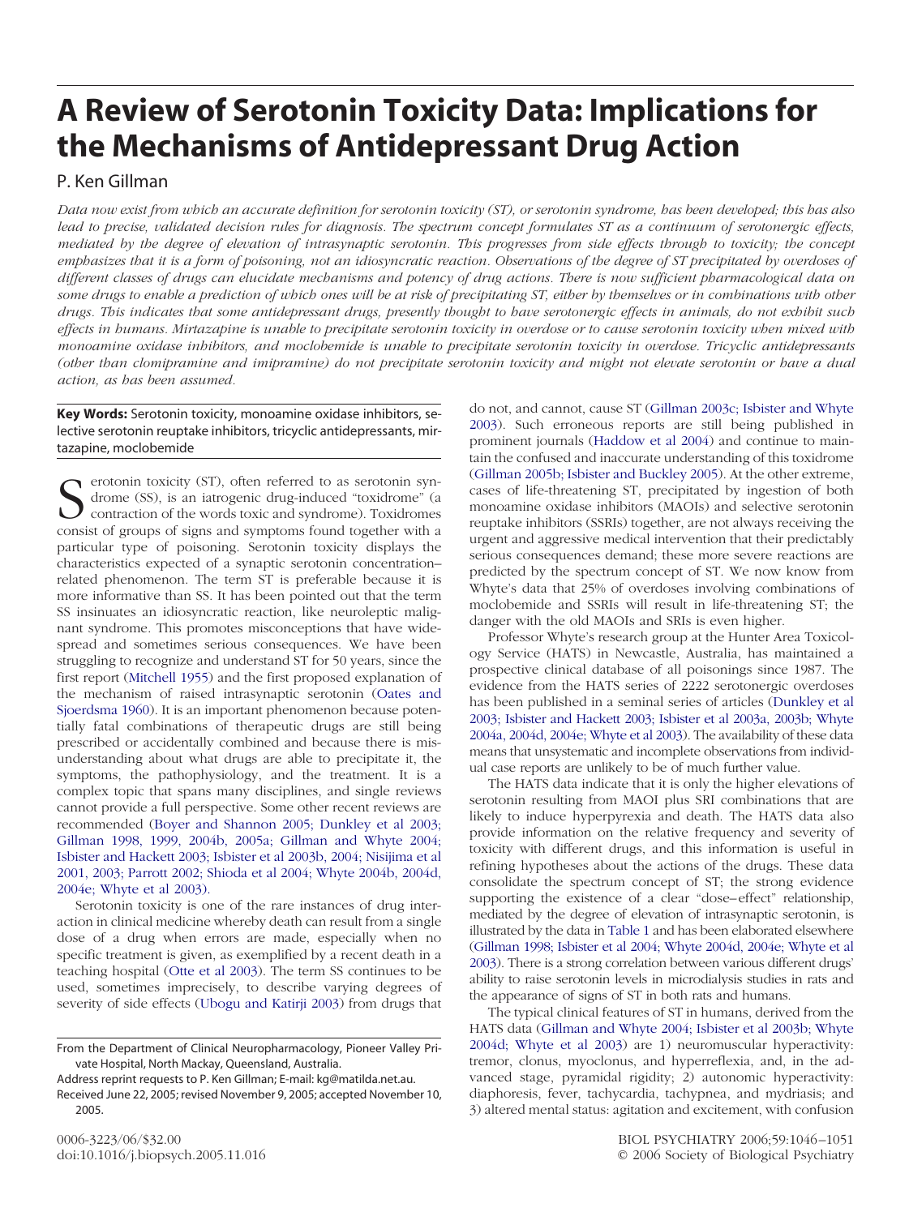# A Review of Serotonin Toxicity Data: Implications for the Mechanisms of Antidepressant Drug Action

P. Ken Gillman

*Data now exist from which an accurate definition for serotonin toxicity (ST), or serotonin syndrome, has been developed; this has also lead to precise, validated decision rules for diagnosis. The spectrum concept formulates ST as a continuum of serotonergic effects, mediated by the degree of elevation of intrasynaptic serotonin. This progresses from side effects through to toxicity; the concept emphasizes that it is a form of poisoning, not an idiosyncratic reaction. Observations of the degree of ST precipitated by overdoses of different classes of drugs can elucidate mechanisms and potency of drug actions. There is now sufficient pharmacological data on some drugs to enable a prediction of which ones will be at risk of precipitating ST, either by themselves or in combinations with other drugs. This indicates that some antidepressant drugs, presently thought to have serotonergic effects in animals, do not exhibit such effects in humans. Mirtazapine is unable to precipitate serotonin toxicity in overdose or to cause serotonin toxicity when mixed with monoamine oxidase inhibitors, and moclobemide is unable to precipitate serotonin toxicity in overdose. Tricyclic antidepressants (other than clomipramine and imipramine) do not precipitate serotonin toxicity and might not elevate serotonin or have a dual action, as has been assumed.*

**Key Words:** Serotonin toxicity, monoamine oxidase inhibitors, selective serotonin reuptake inhibitors, tricyclic antidepressants, mirtazapine, moclobemide

Serotonin toxicity (ST), often referred to as serotonin syndrome (SS), is an iatrogenic drug-induced "toxidrome" (a contraction of the words toxic and syndrome). Toxidromes consist of groups of signs and symptoms found together with a particular type of poisoning. Serotonin toxicity displays the characteristics expected of a synaptic serotonin concentration–related phenomenon. The term ST is preferable because it is more informative than SS. It has been pointed out that the term SS insinuates an idiosyncratic reaction, like neuroleptic malignant syndrome. This promotes misconceptions that have widespread and sometimes serious consequences. We have been struggling to recognize and understand ST for 50 years, since the first report (Mitchell 1955) and the first proposed explanation of the mechanism of raised intrasynaptic serotonin (Oates and Sjoerdsma 1960). It is an important phenomenon because potentially fatal combinations of therapeutic drugs are still being prescribed or accidentally combined and because there is misunderstanding about what drugs are able to precipitate it, the symptoms, the pathophysiology, and the treatment. It is a complex topic that spans many disciplines, and single reviews cannot provide a full perspective. Some other recent reviews are recommended (Boyer and Shannon 2005; Dunkley et al 2003; Gillman 1998, 1999, 2004b, 2005a; Gillman and Whyte 2004; Isbister and Hackett 2003; Isbister et al 2003b, 2004; Nisijima et al 2001, 2003; Parrott 2002; Shioda et al 2004; Whyte 2004b, 2004d, 2004e; Whyte et al 2003).

Serotonin toxicity is one of the rare instances of drug interaction in clinical medicine whereby death can result from a single dose of a drug when errors are made, especially when no specific treatment is given, as exemplified by a recent death in a teaching hospital (Otte et al 2003). The term SS continues to be used, sometimes imprecisely, to describe varying degrees of severity of side effects (Ubogu and Katirji 2003) from drugs that do not, and cannot, cause ST (Gillman 2003c; Isbister and Whyte 2003). Such erroneous reports are still being published in prominent journals (Haddow et al 2004) and continue to maintain the confused and inaccurate understanding of this toxidrome (Gillman 2005b; Isbister and Buckley 2005). At the other extreme, cases of life-threatening ST, precipitated by ingestion of both monoamine oxidase inhibitors (MAOIs) and selective serotonin reuptake inhibitors (SSRIs) together, are not always receiving the urgent and aggressive medical intervention that their predictably serious consequences demand; these more severe reactions are predicted by the spectrum concept of ST. We now know from Whyte's data that 25% of overdoses involving combinations of moclobemide and SSRIs will result in life-threatening ST; the danger with the old MAOIs and SRIs is even higher.

Professor Whyte's research group at the Hunter Area Toxicology Service (HATS) in Newcastle, Australia, has maintained a prospective clinical database of all poisonings since 1987. The evidence from the HATS series of 2222 serotonergic overdoses has been published in a seminal series of articles (Dunkley et al 2003; Isbister and Hackett 2003; Isbister et al 2003a, 2003b; Whyte 2004a, 2004d, 2004e; Whyte et al 2003). The availability of these data means that unsystematic and incomplete observations from individual case reports are unlikely to be of much further value.

The HATS data indicate that it is only the higher elevations of serotonin resulting from MAOI plus SRI combinations that are likely to induce hyperpyrexia and death. The HATS data also provide information on the relative frequency and severity of toxicity with different drugs, and this information is useful in refining hypotheses about the actions of the drugs. These data consolidate the spectrum concept of ST; the strong evidence supporting the existence of a clear "dose–effect" relationship, mediated by the degree of elevation of intrasynaptic serotonin, is illustrated by the data in Table 1 and has been elaborated elsewhere (Gillman 1998; Isbister et al 2004; Whyte 2004d, 2004e; Whyte et al 2003). There is a strong correlation between various different drugs' ability to raise serotonin levels in microdialysis studies in rats and the appearance of signs of ST in both rats and humans.

The typical clinical features of ST in humans, derived from the HATS data (Gillman and Whyte 2004; Isbister et al 2003b; Whyte 2004d; Whyte et al 2003) are 1) neuromuscular hyperactivity: tremor, clonus, myoclonus, and hyperreflexia, and, in the advanced stage, pyramidal rigidity; 2) autonomic hyperactivity: diaphoresis, fever, tachycardia, tachypnea, and mydriasis; and 3) altered mental status: agitation and excitement, with confusion

From the Department of Clinical Neuropharmacology, Pioneer Valley Private Hospital, North Mackay, Queensland, Australia.

Address reprint requests to P. Ken Gillman; E-mail: kg@matilda.net.au.

Received June 22, 2005; revised November 9, 2005; accepted November 10, 2005.

0006-3223/06/$32.00
doi:10.1016/j.biopsych.2005.11.016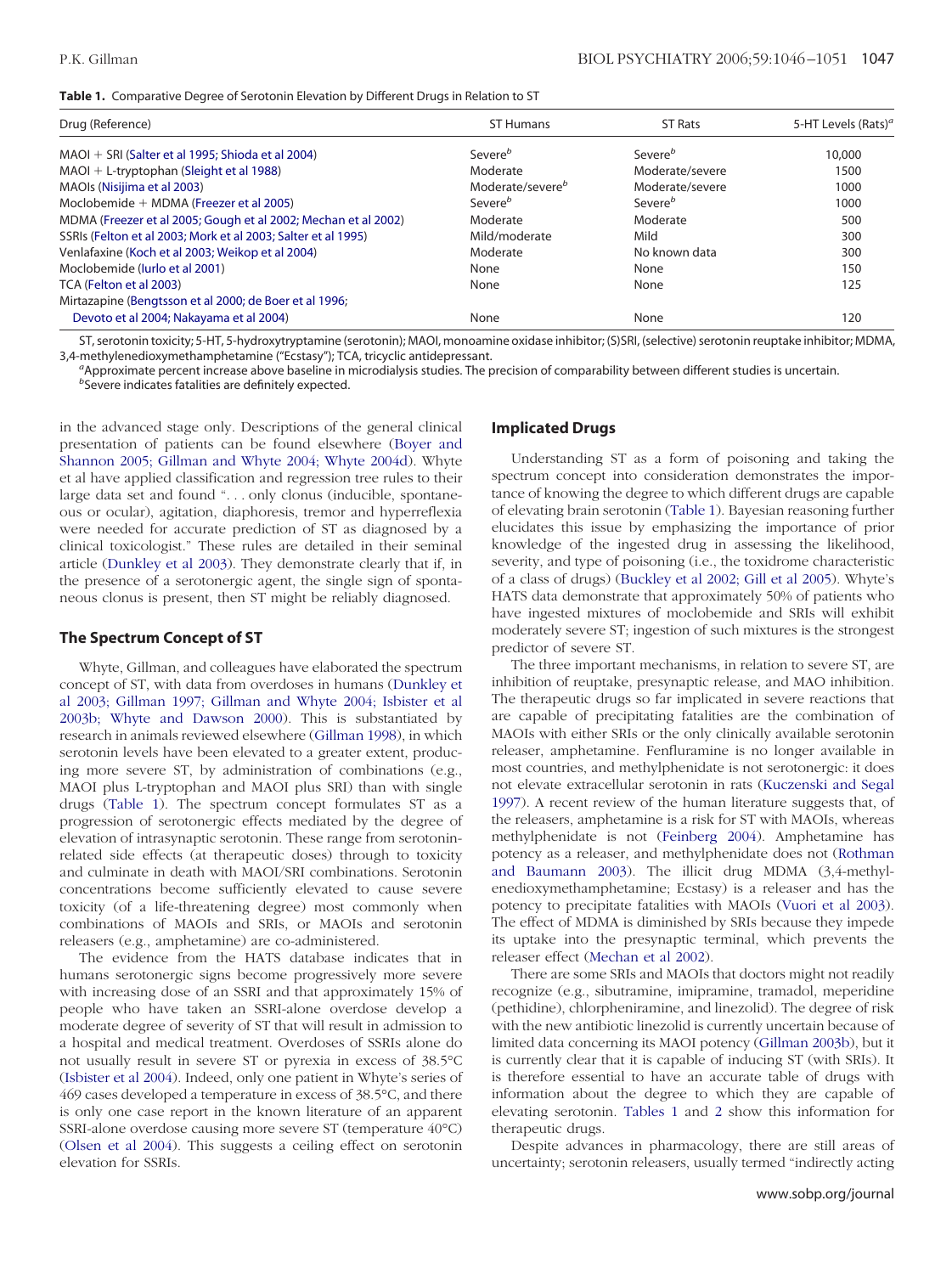**Table 1.** Comparative Degree of Serotonin Elevation by Different Drugs in Relation to ST

| Drug (Reference) | ST Humans | ST Rats | 5-HT Levels (Rats)[a] |
|---|---|---|---|
| MAOI + SRI (Salter et al 1995; Shioda et al 2004) | Severe[b] | Severe[b] | 10,000 |
| MAOI + L-tryptophan (Sleight et al 1988) | Moderate | Moderate/severe | 1500 |
| MAOIs (Nisijima et al 2003) | Moderate/severe[b] | Moderate/severe | 1000 |
| Moclobemide + MDMA (Freezer et al 2005) | Severe[b] | Severe[b] | 1000 |
| MDMA (Freezer et al 2005; Gough et al 2002; Mechan et al 2002) | Moderate | Moderate | 500 |
| SSRIs (Felton et al 2003; Mork et al 2003; Salter et al 1995) | Mild/moderate | Mild | 300 |
| Venlafaxine (Koch et al 2003; Weikop et al 2004) | Moderate | No known data | 300 |
| Moclobemide (Iurlo et al 2001) | None | None | 150 |
| TCA (Felton et al 2003) | None | None | 125 |
| Mirtazapine (Bengtsson et al 2000; de Boer et al 1996; Devoto et al 2004; Nakayama et al 2004) | None | None | 120 |

ST, serotonin toxicity; 5-HT, 5-hydroxytryptamine (serotonin); MAOI, monoamine oxidase inhibitor; (S)SRI, (selective) serotonin reuptake inhibitor; MDMA, 3,4-methylenedioxymethamphetamine ("Ecstasy"); TCA, tricyclic antidepressant.

[a]Approximate percent increase above baseline in microdialysis studies. The precision of comparability between different studies is uncertain.

[b]Severe indicates fatalities are definitely expected.

in the advanced stage only. Descriptions of the general clinical presentation of patients can be found elsewhere (Boyer and Shannon 2005; Gillman and Whyte 2004; Whyte 2004d). Whyte et al have applied classification and regression tree rules to their large data set and found ". . . only clonus (inducible, spontaneous or ocular), agitation, diaphoresis, tremor and hyperreflexia were needed for accurate prediction of ST as diagnosed by a clinical toxicologist." These rules are detailed in their seminal article (Dunkley et al 2003). They demonstrate clearly that if, in the presence of a serotonergic agent, the single sign of spontaneous clonus is present, then ST might be reliably diagnosed.

## The Spectrum Concept of ST

Whyte, Gillman, and colleagues have elaborated the spectrum concept of ST, with data from overdoses in humans (Dunkley et al 2003; Gillman 1997; Gillman and Whyte 2004; Isbister et al 2003b; Whyte and Dawson 2000). This is substantiated by research in animals reviewed elsewhere (Gillman 1998), in which serotonin levels have been elevated to a greater extent, producing more severe ST, by administration of combinations (e.g., MAOI plus L-tryptophan and MAOI plus SRI) than with single drugs (Table 1). The spectrum concept formulates ST as a progression of serotonergic effects mediated by the degree of elevation of intrasynaptic serotonin. These range from serotonin-related side effects (at therapeutic doses) through to toxicity and culminate in death with MAOI/SRI combinations. Serotonin concentrations become sufficiently elevated to cause severe toxicity (of a life-threatening degree) most commonly when combinations of MAOIs and SRIs, or MAOIs and serotonin releasers (e.g., amphetamine) are co-administered.

The evidence from the HATS database indicates that in humans serotonergic signs become progressively more severe with increasing dose of an SSRI and that approximately 15% of people who have taken an SSRI-alone overdose develop a moderate degree of severity of ST that will result in admission to a hospital and medical treatment. Overdoses of SSRIs alone do not usually result in severe ST or pyrexia in excess of 38.5°C (Isbister et al 2004). Indeed, only one patient in Whyte's series of 469 cases developed a temperature in excess of 38.5°C, and there is only one case report in the known literature of an apparent SSRI-alone overdose causing more severe ST (temperature 40°C) (Olsen et al 2004). This suggests a ceiling effect on serotonin elevation for SSRIs.

## Implicated Drugs

Understanding ST as a form of poisoning and taking the spectrum concept into consideration demonstrates the importance of knowing the degree to which different drugs are capable of elevating brain serotonin (Table 1). Bayesian reasoning further elucidates this issue by emphasizing the importance of prior knowledge of the ingested drug in assessing the likelihood, severity, and type of poisoning (i.e., the toxidrome characteristic of a class of drugs) (Buckley et al 2002; Gill et al 2005). Whyte's HATS data demonstrate that approximately 50% of patients who have ingested mixtures of moclobemide and SRIs will exhibit moderately severe ST; ingestion of such mixtures is the strongest predictor of severe ST.

The three important mechanisms, in relation to severe ST, are inhibition of reuptake, presynaptic release, and MAO inhibition. The therapeutic drugs so far implicated in severe reactions that are capable of precipitating fatalities are the combination of MAOIs with either SRIs or the only clinically available serotonin releaser, amphetamine. Fenfluramine is no longer available in most countries, and methylphenidate is not serotonergic: it does not elevate extracellular serotonin in rats (Kuczenski and Segal 1997). A recent review of the human literature suggests that, of the releasers, amphetamine is a risk for ST with MAOIs, whereas methylphenidate is not (Feinberg 2004). Amphetamine has potency as a releaser, and methylphenidate does not (Rothman and Baumann 2003). The illicit drug MDMA (3,4-methylenedioxymethamphetamine; Ecstasy) is a releaser and has the potency to precipitate fatalities with MAOIs (Vuori et al 2003). The effect of MDMA is diminished by SRIs because they impede its uptake into the presynaptic terminal, which prevents the releaser effect (Mechan et al 2002).

There are some SRIs and MAOIs that doctors might not readily recognize (e.g., sibutramine, imipramine, tramadol, meperidine (pethidine), chlorpheniramine, and linezolid). The degree of risk with the new antibiotic linezolid is currently uncertain because of limited data concerning its MAOI potency (Gillman 2003b), but it is currently clear that it is capable of inducing ST (with SRIs). It is therefore essential to have an accurate table of drugs with information about the degree to which they are capable of elevating serotonin. Tables 1 and 2 show this information for therapeutic drugs.

Despite advances in pharmacology, there are still areas of uncertainty; serotonin releasers, usually termed "indirectly acting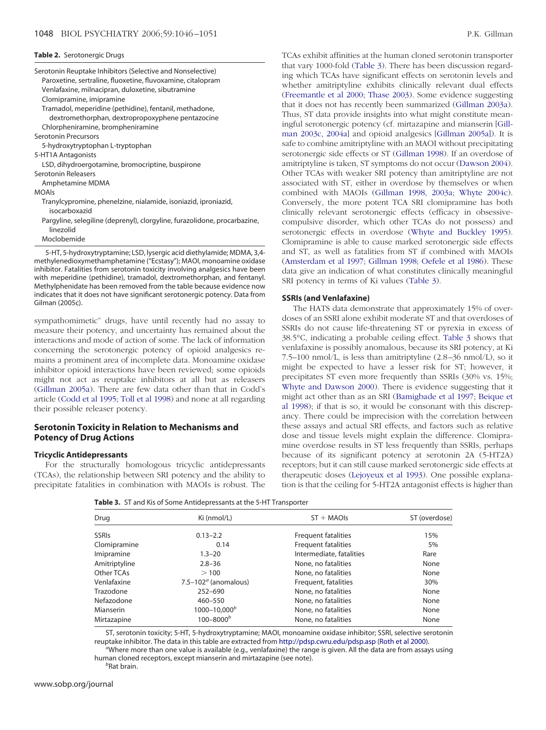**Table 2.** Serotonergic Drugs

| |
|---|
| Serotonin Reuptake Inhibitors (Selective and Nonselective) |
| Paroxetine, sertraline, fluoxetine, fluvoxamine, citalopram |
| Venlafaxine, milnacipran, duloxetine, sibutramine |
| Clomipramine, imipramine |
| Tramadol, meperidine (pethidine), fentanil, methadone, dextromethorphan, dextropropoxyphene pentazocine |
| Chlorpheniramine, brompheniramine |
| Serotonin Precursors |
| 5-hydroxytryptophan L-tryptophan |
| 5-HT1A Antagonists |
| LSD, dihydroergotamine, bromocriptine, buspirone |
| Serotonin Releasers |
| Amphetamine MDMA |
| MOAIs |
| Tranylcypromine, phenelzine, nialamide, isoniazid, iproniazid, isocarboxazid |
| Pargyline, selegiline (deprenyl), clorgyline, furazolidone, procarbazine, linezolid |
| Moclobemide |

5-HT, 5-hydroxytryptamine; LSD, lysergic acid diethylamide; MDMA, 3,4-methylenedioxymethamphetamine ("Ecstasy"); MAOI, monoamine oxidase inhibitor. Fatalities from serotonin toxicity involving analgesics have been with meperidine (pethidine), tramadol, dextromethorphan, and fentanyl. Methylphenidate has been removed from the table because evidence now indicates that it does not have significant serotonergic potency. Data from Gilman (2005c).

sympathomimetic" drugs, have until recently had no assay to measure their potency, and uncertainty has remained about the interactions and mode of action of some. The lack of information concerning the serotonergic potency of opioid analgesics remains a prominent area of incomplete data. Monoamine oxidase inhibitor opioid interactions have been reviewed; some opioids might not act as reuptake inhibitors at all but as releasers (Gillman 2005a). There are few data other than that in Codd's article (Codd et al 1995; Toll et al 1998) and none at all regarding their possible releaser potency.

## Serotonin Toxicity in Relation to Mechanisms and Potency of Drug Actions

### Tricyclic Antidepressants

For the structurally homologous tricyclic antidepressants (TCAs), the relationship between SRI potency and the ability to precipitate fatalities in combination with MAOIs is robust. The TCAs exhibit affinities at the human cloned serotonin transporter that vary 1000-fold (Table 3). There has been discussion regarding which TCAs have significant effects on serotonin levels and whether amitriptyline exhibits clinically relevant dual effects (Freemantle et al 2000; Thase 2003). Some evidence suggesting that it does not has recently been summarized (Gillman 2003a). Thus, ST data provide insights into what might constitute meaningful serotonergic potency (cf. mirtazapine and mianserin [Gillman 2003c, 2004a] and opioid analgesics [Gillman 2005a]). It is safe to combine amitriptyline with an MAOI without precipitating serotonergic side effects or ST (Gillman 1998). If an overdose of amitriptyline is taken, ST symptoms do not occur (Dawson 2004). Other TCAs with weaker SRI potency than amitriptyline are not associated with ST, either in overdose by themselves or when combined with MAOIs (Gillman 1998, 2003a; Whyte 2004c). Conversely, the more potent TCA SRI clomipramine has both clinically relevant serotonergic effects (efficacy in obsessive-compulsive disorder, which other TCAs do not possess) and serotonergic effects in overdose (Whyte and Buckley 1995). Clomipramine is able to cause marked serotonergic side effects and ST, as well as fatalities from ST if combined with MAOIs (Amsterdam et al 1997; Gillman 1998; Oefele et al 1986). These data give an indication of what constitutes clinically meaningful SRI potency in terms of Ki values (Table 3).

### SSRIs (and Venlafaxine)

The HATS data demonstrate that approximately 15% of overdoses of an SSRI alone exhibit moderate ST and that overdoses of SSRIs do not cause life-threatening ST or pyrexia in excess of 38.5°C, indicating a probable ceiling effect. Table 3 shows that venlafaxine is possibly anomalous, because its SRI potency, at Ki 7.5–100 nmol/L, is less than amitriptyline (2.8–36 nmol/L), so it might be expected to have a lesser risk for ST; however, it precipitates ST even more frequently than SSRIs (30% vs. 15%; Whyte and Dawson 2000). There is evidence suggesting that it might act other than as an SRI (Bamigbade et al 1997; Beique et al 1998); if that is so, it would be consonant with this discrepancy. There could be imprecision with the correlation between these assays and actual SRI effects, and factors such as relative dose and tissue levels might explain the difference. Clomipramine overdose results in ST less frequently than SSRIs, perhaps because of its significant potency at serotonin 2A (5-HT2A) receptors; but it can still cause marked serotonergic side effects at therapeutic doses (Lejoyeux et al 1993). One possible explanation is that the ceiling for 5-HT2A antagonist effects is higher than

**Table 3.** ST and Kis of Some Antidepressants at the 5-HT Transporter

| Drug | Ki (nmol/L) | ST + MAOIs | ST (overdose) |
|---|---|---|---|
| SSRIs | 0.13–2.2 | Frequent fatalities | 15% |
| Clomipramine | 0.14 | Frequent fatalities | 5% |
| Imipramine | 1.3–20 | Intermediate, fatalities | Rare |
| Amitriptyline | 2.8–36 | None, no fatalities | None |
| Other TCAs | > 100 | None, no fatalities | None |
| Venlafaxine | 7.5–102[a] (anomalous) | Frequent, fatalities | 30% |
| Trazodone | 252–690 | None, no fatalities | None |
| Nefazodone | 460–550 | None, no fatalities | None |
| Mianserin | 1000–10,000[b] | None, no fatalities | None |
| Mirtazapine | 100–8000[b] | None, no fatalities | None |

ST, serotonin toxicity; 5-HT, 5-hydroxytryptamine; MAOI, monoamine oxidase inhibitor; SSRI, selective serotonin reuptake inhibitor. The data in this table are extracted from http://pdsp.cwru.edu/pdsp.asp (Roth et al 2000).

[a]Where more than one value is available (e.g., venlafaxine) the range is given. All the data are from assays using human cloned receptors, except mianserin and mirtazapine (see note).

[b]Rat brain.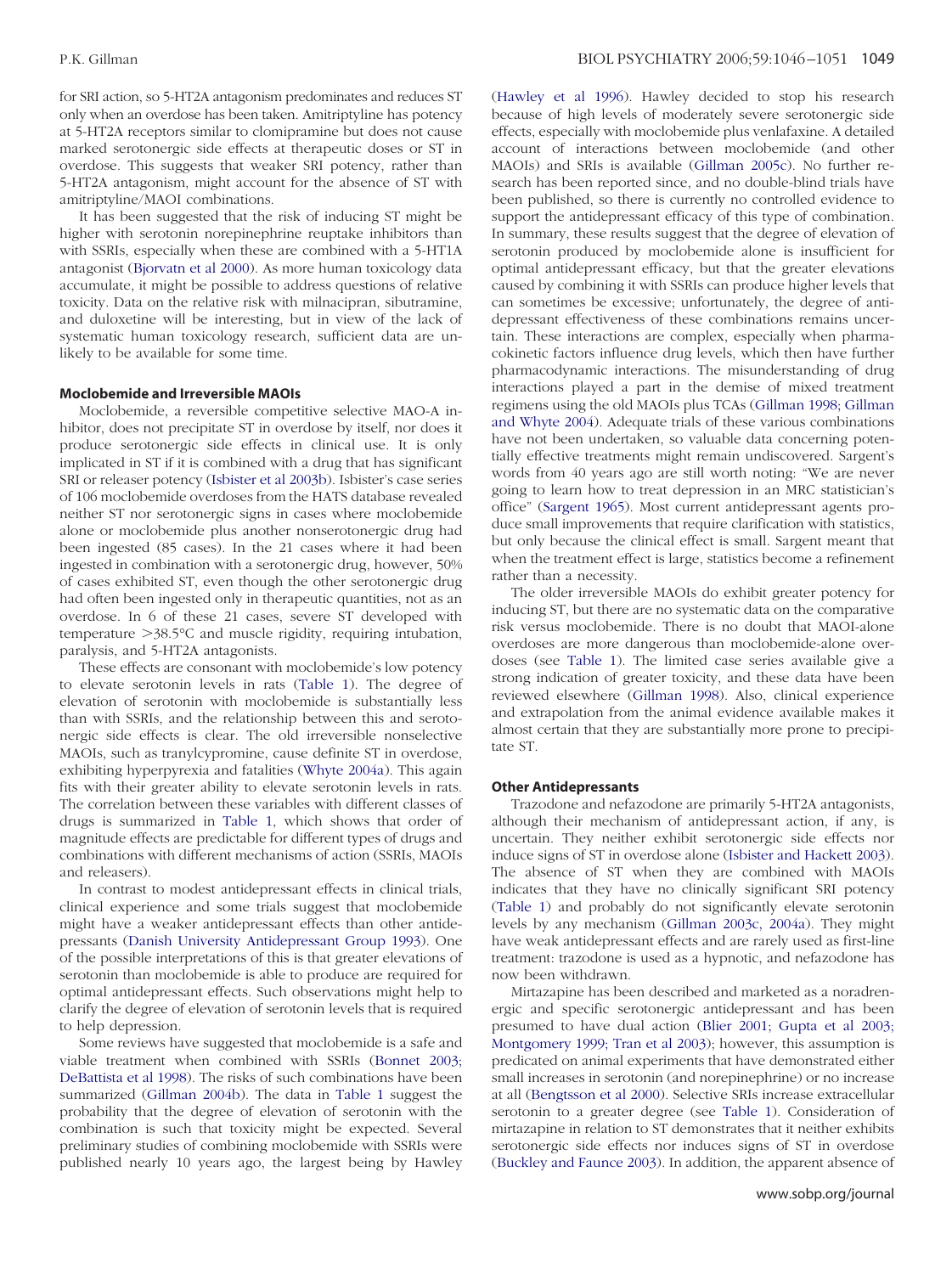for SRI action, so 5-HT2A antagonism predominates and reduces ST only when an overdose has been taken. Amitriptyline has potency at 5-HT2A receptors similar to clomipramine but does not cause marked serotonergic side effects at therapeutic doses or ST in overdose. This suggests that weaker SRI potency, rather than 5-HT2A antagonism, might account for the absence of ST with amitriptyline/MAOI combinations.

It has been suggested that the risk of inducing ST might be higher with serotonin norepinephrine reuptake inhibitors than with SSRIs, especially when these are combined with a 5-HT1A antagonist (Bjorvatn et al 2000). As more human toxicology data accumulate, it might be possible to address questions of relative toxicity. Data on the relative risk with milnacipran, sibutramine, and duloxetine will be interesting, but in view of the lack of systematic human toxicology research, sufficient data are unlikely to be available for some time.

### Moclobemide and Irreversible MAOIs

Moclobemide, a reversible competitive selective MAO-A inhibitor, does not precipitate ST in overdose by itself, nor does it produce serotonergic side effects in clinical use. It is only implicated in ST if it is combined with a drug that has significant SRI or releaser potency (Isbister et al 2003b). Isbister's case series of 106 moclobemide overdoses from the HATS database revealed neither ST nor serotonergic signs in cases where moclobemide alone or moclobemide plus another nonserotonergic drug had been ingested (85 cases). In the 21 cases where it had been ingested in combination with a serotonergic drug, however, 50% of cases exhibited ST, even though the other serotonergic drug had often been ingested only in therapeutic quantities, not as an overdose. In 6 of these 21 cases, severe ST developed with temperature >38.5°C and muscle rigidity, requiring intubation, paralysis, and 5-HT2A antagonists.

These effects are consonant with moclobemide's low potency to elevate serotonin levels in rats (Table 1). The degree of elevation of serotonin with moclobemide is substantially less than with SSRIs, and the relationship between this and serotonergic side effects is clear. The old irreversible nonselective MAOIs, such as tranylcypromine, cause definite ST in overdose, exhibiting hyperpyrexia and fatalities (Whyte 2004a). This again fits with their greater ability to elevate serotonin levels in rats. The correlation between these variables with different classes of drugs is summarized in Table 1, which shows that order of magnitude effects are predictable for different types of drugs and combinations with different mechanisms of action (SSRIs, MAOIs and releasers).

In contrast to modest antidepressant effects in clinical trials, clinical experience and some trials suggest that moclobemide might have a weaker antidepressant effects than other antidepressants (Danish University Antidepressant Group 1993). One of the possible interpretations of this is that greater elevations of serotonin than moclobemide is able to produce are required for optimal antidepressant effects. Such observations might help to clarify the degree of elevation of serotonin levels that is required to help depression.

Some reviews have suggested that moclobemide is a safe and viable treatment when combined with SSRIs (Bonnet 2003; DeBattista et al 1998). The risks of such combinations have been summarized (Gillman 2004b). The data in Table 1 suggest the probability that the degree of elevation of serotonin with the combination is such that toxicity might be expected. Several preliminary studies of combining moclobemide with SSRIs were published nearly 10 years ago, the largest being by Hawley (Hawley et al 1996). Hawley decided to stop his research because of high levels of moderately severe serotonergic side effects, especially with moclobemide plus venlafaxine. A detailed account of interactions between moclobemide (and other MAOIs) and SRIs is available (Gillman 2005c). No further research has been reported since, and no double-blind trials have been published, so there is currently no controlled evidence to support the antidepressant efficacy of this type of combination. In summary, these results suggest that the degree of elevation of serotonin produced by moclobemide alone is insufficient for optimal antidepressant efficacy, but that the greater elevations caused by combining it with SSRIs can produce higher levels that can sometimes be excessive; unfortunately, the degree of antidepressant effectiveness of these combinations remains uncertain. These interactions are complex, especially when pharmacokinetic factors influence drug levels, which then have further pharmacodynamic interactions. The misunderstanding of drug interactions played a part in the demise of mixed treatment regimens using the old MAOIs plus TCAs (Gillman 1998; Gillman and Whyte 2004). Adequate trials of these various combinations have not been undertaken, so valuable data concerning potentially effective treatments might remain undiscovered. Sargent's words from 40 years ago are still worth noting: "We are never going to learn how to treat depression in an MRC statistician's office" (Sargent 1965). Most current antidepressant agents produce small improvements that require clarification with statistics, but only because the clinical effect is small. Sargent meant that when the treatment effect is large, statistics become a refinement rather than a necessity.

The older irreversible MAOIs do exhibit greater potency for inducing ST, but there are no systematic data on the comparative risk versus moclobemide. There is no doubt that MAOI-alone overdoses are more dangerous than moclobemide-alone overdoses (see Table 1). The limited case series available give a strong indication of greater toxicity, and these data have been reviewed elsewhere (Gillman 1998). Also, clinical experience and extrapolation from the animal evidence available makes it almost certain that they are substantially more prone to precipitate ST.

### Other Antidepressants

Trazodone and nefazodone are primarily 5-HT2A antagonists, although their mechanism of antidepressant action, if any, is uncertain. They neither exhibit serotonergic side effects nor induce signs of ST in overdose alone (Isbister and Hackett 2003). The absence of ST when they are combined with MAOIs indicates that they have no clinically significant SRI potency (Table 1) and probably do not significantly elevate serotonin levels by any mechanism (Gillman 2003c, 2004a). They might have weak antidepressant effects and are rarely used as first-line treatment: trazodone is used as a hypnotic, and nefazodone has now been withdrawn.

Mirtazapine has been described and marketed as a noradrenergic and specific serotonergic antidepressant and has been presumed to have dual action (Blier 2001; Gupta et al 2003; Montgomery 1999; Tran et al 2003); however, this assumption is predicated on animal experiments that have demonstrated either small increases in serotonin (and norepinephrine) or no increase at all (Bengtsson et al 2000). Selective SRIs increase extracellular serotonin to a greater degree (see Table 1). Consideration of mirtazapine in relation to ST demonstrates that it neither exhibits serotonergic side effects nor induces signs of ST in overdose (Buckley and Faunce 2003). In addition, the apparent absence of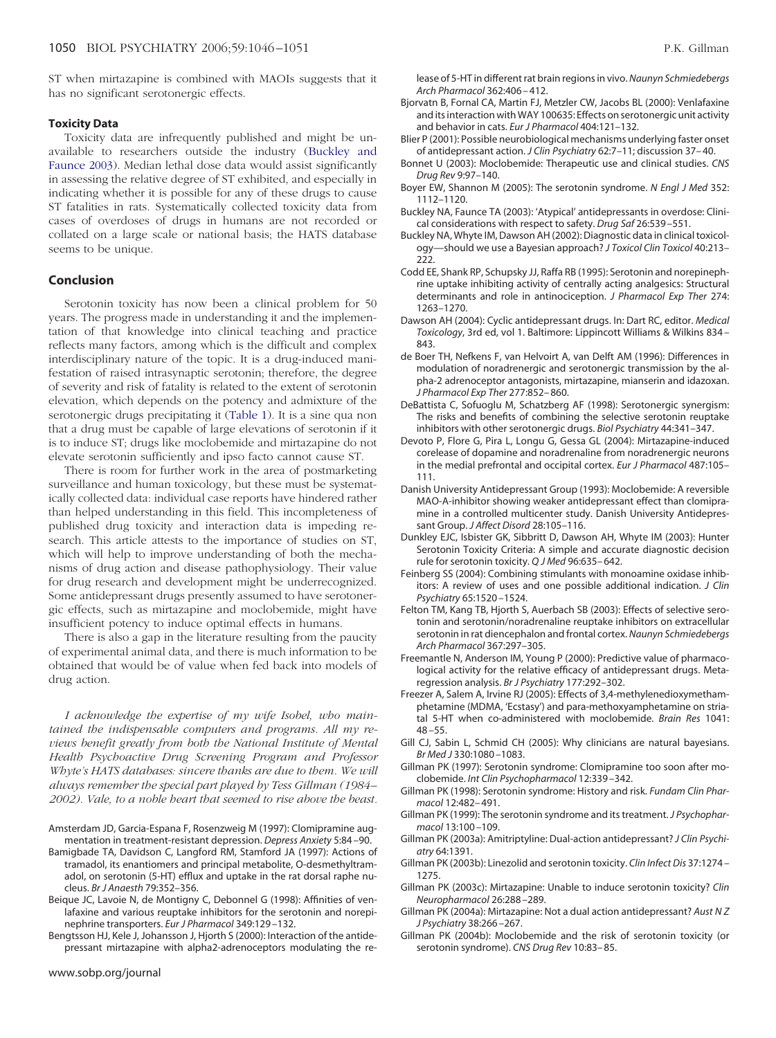ST when mirtazapine is combined with MAOIs suggests that it has no significant serotonergic effects.

### Toxicity Data

Toxicity data are infrequently published and might be unavailable to researchers outside the industry (Buckley and Faunce 2003). Median lethal dose data would assist significantly in assessing the relative degree of ST exhibited, and especially in indicating whether it is possible for any of these drugs to cause ST fatalities in rats. Systematically collected toxicity data from cases of overdoses of drugs in humans are not recorded or collated on a large scale or national basis; the HATS database seems to be unique.

## Conclusion

Serotonin toxicity has now been a clinical problem for 50 years. The progress made in understanding it and the implementation of that knowledge into clinical teaching and practice reflects many factors, among which is the difficult and complex interdisciplinary nature of the topic. It is a drug-induced manifestation of raised intrasynaptic serotonin; therefore, the degree of severity and risk of fatality is related to the extent of serotonin elevation, which depends on the potency and admixture of the serotonergic drugs precipitating it (Table 1). It is a sine qua non that a drug must be capable of large elevations of serotonin if it is to induce ST; drugs like moclobemide and mirtazapine do not elevate serotonin sufficiently and ipso facto cannot cause ST.

There is room for further work in the area of postmarketing surveillance and human toxicology, but these must be systematically collected data: individual case reports have hindered rather than helped understanding in this field. This incompleteness of published drug toxicity and interaction data is impeding research. This article attests to the importance of studies on ST, which will help to improve understanding of both the mechanisms of drug action and disease pathophysiology. Their value for drug research and development might be underrecognized. Some antidepressant drugs presently assumed to have serotonergic effects, such as mirtazapine and moclobemide, might have insufficient potency to induce optimal effects in humans.

There is also a gap in the literature resulting from the paucity of experimental animal data, and there is much information to be obtained that would be of value when fed back into models of drug action.

*I acknowledge the expertise of my wife Isobel, who maintained the indispensable computers and programs. All my reviews benefit greatly from both the National Institute of Mental Health Psychoactive Drug Screening Program and Professor Whyte's HATS databases: sincere thanks are due to them. We will always remember the special part played by Tess Gillman (1984–2002). Vale, to a noble heart that seemed to rise above the beast.*

Amsterdam JD, Garcia-Espana F, Rosenzweig M (1997): Clomipramine augmentation in treatment-resistant depression. *Depress Anxiety* 5:84–90.

Bamigbade TA, Davidson C, Langford RM, Stamford JA (1997): Actions of tramadol, its enantiomers and principal metabolite, O-desmethyltramadol, on serotonin (5-HT) efflux and uptake in the rat dorsal raphe nucleus. *Br J Anaesth* 79:352–356.

Beique JC, Lavoie N, de Montigny C, Debonnel G (1998): Affinities of venlafaxine and various reuptake inhibitors for the serotonin and norepinephrine transporters. *Eur J Pharmacol* 349:129–132.

Bengtsson HJ, Kele J, Johansson J, Hjorth S (2000): Interaction of the antidepressant mirtazapine with alpha2-adrenoceptors modulating the release of 5-HT in different rat brain regions in vivo. *Naunyn Schmiedebergs Arch Pharmacol* 362:406–412.

Bjorvatn B, Fornal CA, Martin FJ, Metzler CW, Jacobs BL (2000): Venlafaxine and its interaction with WAY 100635: Effects on serotonergic unit activity and behavior in cats. *Eur J Pharmacol* 404:121–132.

Blier P (2001): Possible neurobiological mechanisms underlying faster onset of antidepressant action. *J Clin Psychiatry* 62:7–11; discussion 37–40.

Bonnet U (2003): Moclobemide: Therapeutic use and clinical studies. *CNS Drug Rev* 9:97–140.

Boyer EW, Shannon M (2005): The serotonin syndrome. *N Engl J Med* 352: 1112–1120.

Buckley NA, Faunce TA (2003): 'Atypical' antidepressants in overdose: Clinical considerations with respect to safety. *Drug Saf* 26:539–551.

Buckley NA, Whyte IM, Dawson AH (2002): Diagnostic data in clinical toxicology—should we use a Bayesian approach? *J Toxicol Clin Toxicol* 40:213–222.

Codd EE, Shank RP, Schupsky JJ, Raffa RB (1995): Serotonin and norepinephrine uptake inhibiting activity of centrally acting analgesics: Structural determinants and role in antinociception. *J Pharmacol Exp Ther* 274: 1263–1270.

Dawson AH (2004): Cyclic antidepressant drugs. In: Dart RC, editor. *Medical Toxicology*, 3rd ed, vol 1. Baltimore: Lippincott Williams & Wilkins 834–843.

de Boer TH, Nefkens F, van Helvoirt A, van Delft AM (1996): Differences in modulation of noradrenergic and serotonergic transmission by the alpha-2 adrenoceptor antagonists, mirtazapine, mianserin and idazoxan. *J Pharmacol Exp Ther* 277:852–860.

DeBattista C, Sofuoglu M, Schatzberg AF (1998): Serotonergic synergism: The risks and benefits of combining the selective serotonin reuptake inhibitors with other serotonergic drugs. *Biol Psychiatry* 44:341–347.

Devoto P, Flore G, Pira L, Longu G, Gessa GL (2004): Mirtazapine-induced corelease of dopamine and noradrenaline from noradrenergic neurons in the medial prefrontal and occipital cortex. *Eur J Pharmacol* 487:105–111.

Danish University Antidepressant Group (1993): Moclobemide: A reversible MAO-A-inhibitor showing weaker antidepressant effect than clomipramine in a controlled multicenter study. Danish University Antidepressant Group. *J Affect Disord* 28:105–116.

Dunkley EJC, Isbister GK, Sibbritt D, Dawson AH, Whyte IM (2003): Hunter Serotonin Toxicity Criteria: A simple and accurate diagnostic decision rule for serotonin toxicity. *Q J Med* 96:635–642.

Feinberg SS (2004): Combining stimulants with monoamine oxidase inhibitors: A review of uses and one possible additional indication. *J Clin Psychiatry* 65:1520–1524.

Felton TM, Kang TB, Hjorth S, Auerbach SB (2003): Effects of selective serotonin and serotonin/noradrenaline reuptake inhibitors on extracellular serotonin in rat diencephalon and frontal cortex. *Naunyn Schmiedebergs Arch Pharmacol* 367:297–305.

Freemantle N, Anderson IM, Young P (2000): Predictive value of pharmacological activity for the relative efficacy of antidepressant drugs. Meta-regression analysis. *Br J Psychiatry* 177:292–302.

Freezer A, Salem A, Irvine RJ (2005): Effects of 3,4-methylenedioxymethamphetamine (MDMA, 'Ecstasy') and para-methoxyamphetamine on striatal 5-HT when co-administered with moclobemide. *Brain Res* 1041: 48–55.

Gill CJ, Sabin L, Schmid CH (2005): Why clinicians are natural bayesians. *Br Med J* 330:1080–1083.

Gillman PK (1997): Serotonin syndrome: Clomipramine too soon after moclobemide. *Int Clin Psychopharmacol* 12:339–342.

Gillman PK (1998): Serotonin syndrome: History and risk. *Fundam Clin Pharmacol* 12:482–491.

Gillman PK (1999): The serotonin syndrome and its treatment. *J Psychopharmacol* 13:100–109.

Gillman PK (2003a): Amitriptyline: Dual-action antidepressant? *J Clin Psychiatry* 64:1391.

Gillman PK (2003b): Linezolid and serotonin toxicity. *Clin Infect Dis* 37:1274–1275.

Gillman PK (2003c): Mirtazapine: Unable to induce serotonin toxicity? *Clin Neuropharmacol* 26:288–289.

Gillman PK (2004a): Mirtazapine: Not a dual action antidepressant? *Aust N Z J Psychiatry* 38:266–267.

Gillman PK (2004b): Moclobemide and the risk of serotonin toxicity (or serotonin syndrome). *CNS Drug Rev* 10:83–85.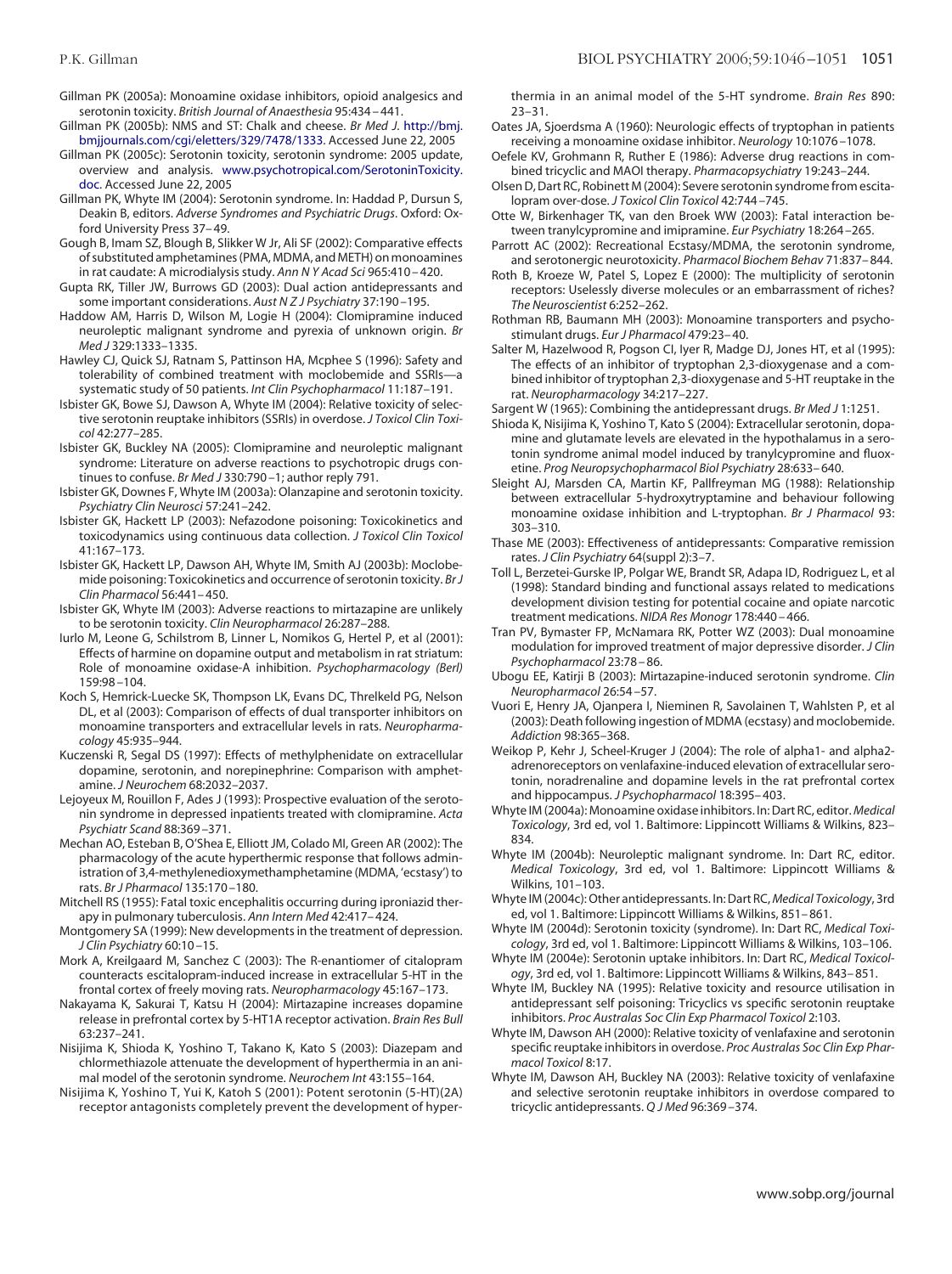Gillman PK (2005a): Monoamine oxidase inhibitors, opioid analgesics and serotonin toxicity. *British Journal of Anaesthesia* 95:434–441.

Gillman PK (2005b): NMS and ST: Chalk and cheese. *Br Med J.* http://bmj.bmjjournals.com/cgi/eletters/329/7478/1333. Accessed June 22, 2005

Gillman PK (2005c): Serotonin toxicity, serotonin syndrome: 2005 update, overview and analysis. www.psychotropical.com/SerotoninToxicity.doc. Accessed June 22, 2005

Gillman PK, Whyte IM (2004): Serotonin syndrome. In: Haddad P, Dursun S, Deakin B, editors. *Adverse Syndromes and Psychiatric Drugs*. Oxford: Oxford University Press 37–49.

Gough B, Imam SZ, Blough B, Slikker W Jr, Ali SF (2002): Comparative effects of substituted amphetamines (PMA, MDMA, and METH) on monoamines in rat caudate: A microdialysis study. *Ann N Y Acad Sci* 965:410–420.

Gupta RK, Tiller JW, Burrows GD (2003): Dual action antidepressants and some important considerations. *Aust N Z J Psychiatry* 37:190–195.

Haddow AM, Harris D, Wilson M, Logie H (2004): Clomipramine induced neuroleptic malignant syndrome and pyrexia of unknown origin. *Br Med J* 329:1333–1335.

Hawley CJ, Quick SJ, Ratnam S, Pattinson HA, Mcphee S (1996): Safety and tolerability of combined treatment with moclobemide and SSRIs—a systematic study of 50 patients. *Int Clin Psychopharmacol* 11:187–191.

Isbister GK, Bowe SJ, Dawson A, Whyte IM (2004): Relative toxicity of selective serotonin reuptake inhibitors (SSRIs) in overdose. *J Toxicol Clin Toxicol* 42:277–285.

Isbister GK, Buckley NA (2005): Clomipramine and neuroleptic malignant syndrome: Literature on adverse reactions to psychotropic drugs continues to confuse. *Br Med J* 330:790–1; author reply 791.

Isbister GK, Downes F, Whyte IM (2003a): Olanzapine and serotonin toxicity. *Psychiatry Clin Neurosci* 57:241–242.

Isbister GK, Hackett LP (2003): Nefazodone poisoning: Toxicokinetics and toxicodynamics using continuous data collection. *J Toxicol Clin Toxicol* 41:167–173.

Isbister GK, Hackett LP, Dawson AH, Whyte IM, Smith AJ (2003b): Moclobemide poisoning: Toxicokinetics and occurrence of serotonin toxicity. *Br J Clin Pharmacol* 56:441–450.

Isbister GK, Whyte IM (2003): Adverse reactions to mirtazapine are unlikely to be serotonin toxicity. *Clin Neuropharmacol* 26:287–288.

Iurlo M, Leone G, Schilstrom B, Linner L, Nomikos G, Hertel P, et al (2001): Effects of harmine on dopamine output and metabolism in rat striatum: Role of monoamine oxidase-A inhibition. *Psychopharmacology (Berl)* 159:98–104.

Koch S, Hemrick-Luecke SK, Thompson LK, Evans DC, Threlkeld PG, Nelson DL, et al (2003): Comparison of effects of dual transporter inhibitors on monoamine transporters and extracellular levels in rats. *Neuropharmacology* 45:935–944.

Kuczenski R, Segal DS (1997): Effects of methylphenidate on extracellular dopamine, serotonin, and norepinephrine: Comparison with amphetamine. *J Neurochem* 68:2032–2037.

Lejoyeux M, Rouillon F, Ades J (1993): Prospective evaluation of the serotonin syndrome in depressed inpatients treated with clomipramine. *Acta Psychiatr Scand* 88:369–371.

Mechan AO, Esteban B, O'Shea E, Elliott JM, Colado MI, Green AR (2002): The pharmacology of the acute hyperthermic response that follows administration of 3,4-methylenedioxymethamphetamine (MDMA, 'ecstasy') to rats. *Br J Pharmacol* 135:170–180.

Mitchell RS (1955): Fatal toxic encephalitis occurring during iproniazid therapy in pulmonary tuberculosis. *Ann Intern Med* 42:417–424.

Montgomery SA (1999): New developments in the treatment of depression. *J Clin Psychiatry* 60:10–15.

Mork A, Kreilgaard M, Sanchez C (2003): The R-enantiomer of citalopram counteracts escitalopram-induced increase in extracellular 5-HT in the frontal cortex of freely moving rats. *Neuropharmacology* 45:167–173.

Nakayama K, Sakurai T, Katsu H (2004): Mirtazapine increases dopamine release in prefrontal cortex by 5-HT1A receptor activation. *Brain Res Bull* 63:237–241.

Nisijima K, Shioda K, Yoshino T, Takano K, Kato S (2003): Diazepam and chlormethiazole attenuate the development of hyperthermia in an animal model of the serotonin syndrome. *Neurochem Int* 43:155–164.

Nisijima K, Yoshino T, Yui K, Katoh S (2001): Potent serotonin (5-HT)(2A) receptor antagonists completely prevent the development of hyperthermia in an animal model of the 5-HT syndrome. *Brain Res* 890:23–31.

Oates JA, Sjoerdsma A (1960): Neurologic effects of tryptophan in patients receiving a monoamine oxidase inhibitor. *Neurology* 10:1076–1078.

Oefele KV, Grohmann R, Ruther E (1986): Adverse drug reactions in combined tricyclic and MAOI therapy. *Pharmacopsychiatry* 19:243–244.

Olsen D, Dart RC, Robinett M (2004): Severe serotonin syndrome from escitalopram over-dose. *J Toxicol Clin Toxicol* 42:744–745.

Otte W, Birkenhager TK, van den Broek WW (2003): Fatal interaction between tranylcypromine and imipramine. *Eur Psychiatry* 18:264–265.

Parrott AC (2002): Recreational Ecstasy/MDMA, the serotonin syndrome, and serotonergic neurotoxicity. *Pharmacol Biochem Behav* 71:837–844.

Roth B, Kroeze W, Patel S, Lopez E (2000): The multiplicity of serotonin receptors: Uselessly diverse molecules or an embarrassment of riches? *The Neuroscientist* 6:252–262.

Rothman RB, Baumann MH (2003): Monoamine transporters and psychostimulant drugs. *Eur J Pharmacol* 479:23–40.

Salter M, Hazelwood R, Pogson CI, Iyer R, Madge DJ, Jones HT, et al (1995): The effects of an inhibitor of tryptophan 2,3-dioxygenase and a combined inhibitor of tryptophan 2,3-dioxygenase and 5-HT reuptake in the rat. *Neuropharmacology* 34:217–227.

Sargent W (1965): Combining the antidepressant drugs. *Br Med J* 1:1251.

Shioda K, Nisijima K, Yoshino T, Kato S (2004): Extracellular serotonin, dopamine and glutamate levels are elevated in the hypothalamus in a serotonin syndrome animal model induced by tranylcypromine and fluoxetine. *Prog Neuropsychopharmacol Biol Psychiatry* 28:633–640.

Sleight AJ, Marsden CA, Martin KF, Pallfreyman MG (1988): Relationship between extracellular 5-hydroxytryptamine and behaviour following monoamine oxidase inhibition and L-tryptophan. *Br J Pharmacol* 93:303–310.

Thase ME (2003): Effectiveness of antidepressants: Comparative remission rates. *J Clin Psychiatry* 64(suppl 2):3–7.

Toll L, Berzetei-Gurske IP, Polgar WE, Brandt SR, Adapa ID, Rodriguez L, et al (1998): Standard binding and functional assays related to medications development division testing for potential cocaine and opiate narcotic treatment medications. *NIDA Res Monogr* 178:440–466.

Tran PV, Bymaster FP, McNamara RK, Potter WZ (2003): Dual monoamine modulation for improved treatment of major depressive disorder. *J Clin Psychopharmacol* 23:78–86.

Ubogu EE, Katirji B (2003): Mirtazapine-induced serotonin syndrome. *Clin Neuropharmacol* 26:54–57.

Vuori E, Henry JA, Ojanpera I, Nieminen R, Savolainen T, Wahlsten P, et al (2003): Death following ingestion of MDMA (ecstasy) and moclobemide. *Addiction* 98:365–368.

Weikop P, Kehr J, Scheel-Kruger J (2004): The role of alpha1- and alpha2-adrenoreceptors on venlafaxine-induced elevation of extracellular serotonin, noradrenaline and dopamine levels in the rat prefrontal cortex and hippocampus. *J Psychopharmacol* 18:395–403.

Whyte IM (2004a): Monoamine oxidase inhibitors. In: Dart RC, editor. *Medical Toxicology*, 3rd ed, vol 1. Baltimore: Lippincott Williams & Wilkins, 823–834.

Whyte IM (2004b): Neuroleptic malignant syndrome. In: Dart RC, editor. *Medical Toxicology*, 3rd ed, vol 1. Baltimore: Lippincott Williams & Wilkins, 101–103.

Whyte IM (2004c): Other antidepressants. In: Dart RC, *Medical Toxicology*, 3rd ed, vol 1. Baltimore: Lippincott Williams & Wilkins, 851–861.

Whyte IM (2004d): Serotonin toxicity (syndrome). In: Dart RC, *Medical Toxicology*, 3rd ed, vol 1. Baltimore: Lippincott Williams & Wilkins, 103–106.

Whyte IM (2004e): Serotonin uptake inhibitors. In: Dart RC, *Medical Toxicology*, 3rd ed, vol 1. Baltimore: Lippincott Williams & Wilkins, 843–851.

Whyte IM, Buckley NA (1995): Relative toxicity and resource utilisation in antidepressant self poisoning: Tricyclics vs specific serotonin reuptake inhibitors. *Proc Australas Soc Clin Exp Pharmacol Toxicol* 2:103.

Whyte IM, Dawson AH (2000): Relative toxicity of venlafaxine and serotonin specific reuptake inhibitors in overdose. *Proc Australas Soc Clin Exp Pharmacol Toxicol* 8:17.

Whyte IM, Dawson AH, Buckley NA (2003): Relative toxicity of venlafaxine and selective serotonin reuptake inhibitors in overdose compared to tricyclic antidepressants. *Q J Med* 96:369–374.